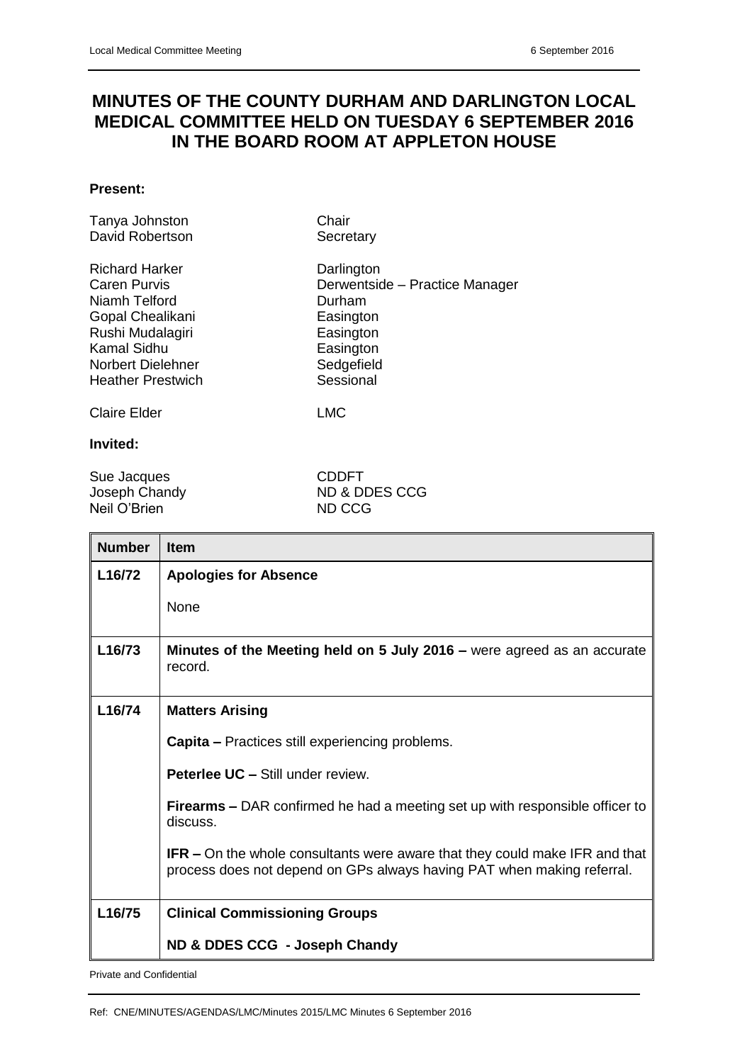# MINUTES OF THE COUNTY DURHAM AND DARLINGTON LOCAL MEDICAL COMMITTEE HELD ON TUESDAY 6 SEPTEMBER 2016 IN THE BOARD ROOM AT APPLETON HOUSE

**Present:**

| | |
|---|---|
| Tanya Johnston | Chair |
| David Robertson | Secretary |
| | |
| Richard Harker | Darlington |
| Caren Purvis | Derwentside – Practice Manager |
| Niamh Telford | Durham |
| Gopal Chealikani | Easington |
| Rushi Mudalagiri | Easington |
| Kamal Sidhu | Easington |
| Norbert Dielehner | Sedgefield |
| Heather Prestwich | Sessional |
| | |
| Claire Elder | LMC |

**Invited:**

| | |
|---|---|
| Sue Jacques | CDDFT |
| Joseph Chandy | ND & DDES CCG |
| Neil O'Brien | ND CCG |

| Number | Item |
|---|---|
| **L16/72** | **Apologies for Absence**<br><br>None |
| **L16/73** | **Minutes of the Meeting held on 5 July 2016 –** were agreed as an accurate record. |
| **L16/74** | **Matters Arising**<br><br>**Capita –** Practices still experiencing problems.<br><br>**Peterlee UC –** Still under review.<br><br>**Firearms –** DAR confirmed he had a meeting set up with responsible officer to discuss.<br><br>**IFR –** On the whole consultants were aware that they could make IFR and that process does not depend on GPs always having PAT when making referral. |
| **L16/75** | **Clinical Commissioning Groups**<br><br>**ND & DDES CCG - Joseph Chandy** |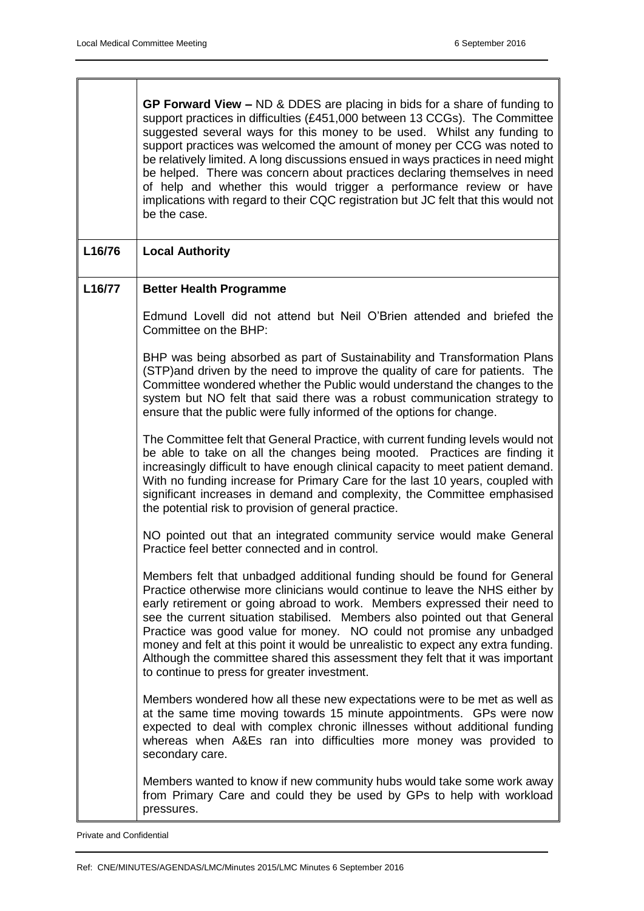|  |  |
|---|---|
|  | **GP Forward View –** ND & DDES are placing in bids for a share of funding to support practices in difficulties (£451,000 between 13 CCGs). The Committee suggested several ways for this money to be used. Whilst any funding to support practices was welcomed the amount of money per CCG was noted to be relatively limited. A long discussions ensued in ways practices in need might be helped. There was concern about practices declaring themselves in need of help and whether this would trigger a performance review or have implications with regard to their CQC registration but JC felt that this would not be the case. |
| **L16/76** | **Local Authority** |
| **L16/77** | **Better Health Programme**<br><br>Edmund Lovell did not attend but Neil O'Brien attended and briefed the Committee on the BHP:<br><br>BHP was being absorbed as part of Sustainability and Transformation Plans (STP)and driven by the need to improve the quality of care for patients. The Committee wondered whether the Public would understand the changes to the system but NO felt that said there was a robust communication strategy to ensure that the public were fully informed of the options for change.<br><br>The Committee felt that General Practice, with current funding levels would not be able to take on all the changes being mooted. Practices are finding it increasingly difficult to have enough clinical capacity to meet patient demand. With no funding increase for Primary Care for the last 10 years, coupled with significant increases in demand and complexity, the Committee emphasised the potential risk to provision of general practice.<br><br>NO pointed out that an integrated community service would make General Practice feel better connected and in control.<br><br>Members felt that unbadged additional funding should be found for General Practice otherwise more clinicians would continue to leave the NHS either by early retirement or going abroad to work. Members expressed their need to see the current situation stabilised. Members also pointed out that General Practice was good value for money. NO could not promise any unbadged money and felt at this point it would be unrealistic to expect any extra funding. Although the committee shared this assessment they felt that it was important to continue to press for greater investment.<br><br>Members wondered how all these new expectations were to be met as well as at the same time moving towards 15 minute appointments. GPs were now expected to deal with complex chronic illnesses without additional funding whereas when A&Es ran into difficulties more money was provided to secondary care.<br><br>Members wanted to know if new community hubs would take some work away from Primary Care and could they be used by GPs to help with workload pressures. |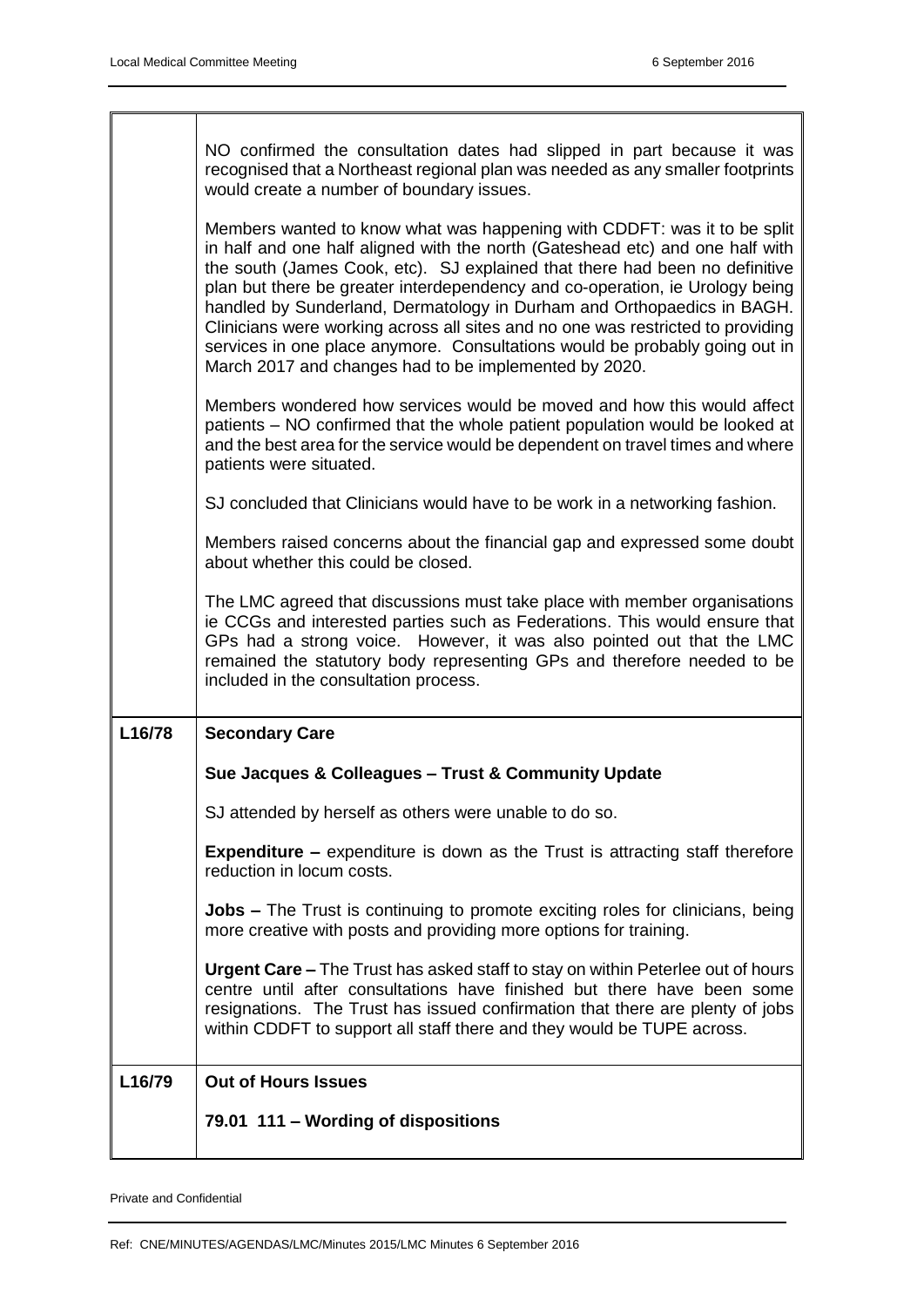| | |
|---|---|
| | NO confirmed the consultation dates had slipped in part because it was recognised that a Northeast regional plan was needed as any smaller footprints would create a number of boundary issues.<br><br>Members wanted to know what was happening with CDDFT: was it to be split in half and one half aligned with the north (Gateshead etc) and one half with the south (James Cook, etc). SJ explained that there had been no definitive plan but there be greater interdependency and co-operation, ie Urology being handled by Sunderland, Dermatology in Durham and Orthopaedics in BAGH. Clinicians were working across all sites and no one was restricted to providing services in one place anymore. Consultations would be probably going out in March 2017 and changes had to be implemented by 2020.<br><br>Members wondered how services would be moved and how this would affect patients – NO confirmed that the whole patient population would be looked at and the best area for the service would be dependent on travel times and where patients were situated.<br><br>SJ concluded that Clinicians would have to be work in a networking fashion.<br><br>Members raised concerns about the financial gap and expressed some doubt about whether this could be closed.<br><br>The LMC agreed that discussions must take place with member organisations ie CCGs and interested parties such as Federations. This would ensure that GPs had a strong voice. However, it was also pointed out that the LMC remained the statutory body representing GPs and therefore needed to be included in the consultation process. |
| **L16/78** | **Secondary Care**<br><br>**Sue Jacques & Colleagues – Trust & Community Update**<br><br>SJ attended by herself as others were unable to do so.<br><br>**Expenditure –** expenditure is down as the Trust is attracting staff therefore reduction in locum costs.<br><br>**Jobs –** The Trust is continuing to promote exciting roles for clinicians, being more creative with posts and providing more options for training.<br><br>**Urgent Care –** The Trust has asked staff to stay on within Peterlee out of hours centre until after consultations have finished but there have been some resignations. The Trust has issued confirmation that there are plenty of jobs within CDDFT to support all staff there and they would be TUPE across. |
| **L16/79** | **Out of Hours Issues**<br><br>**79.01 111 – Wording of dispositions** |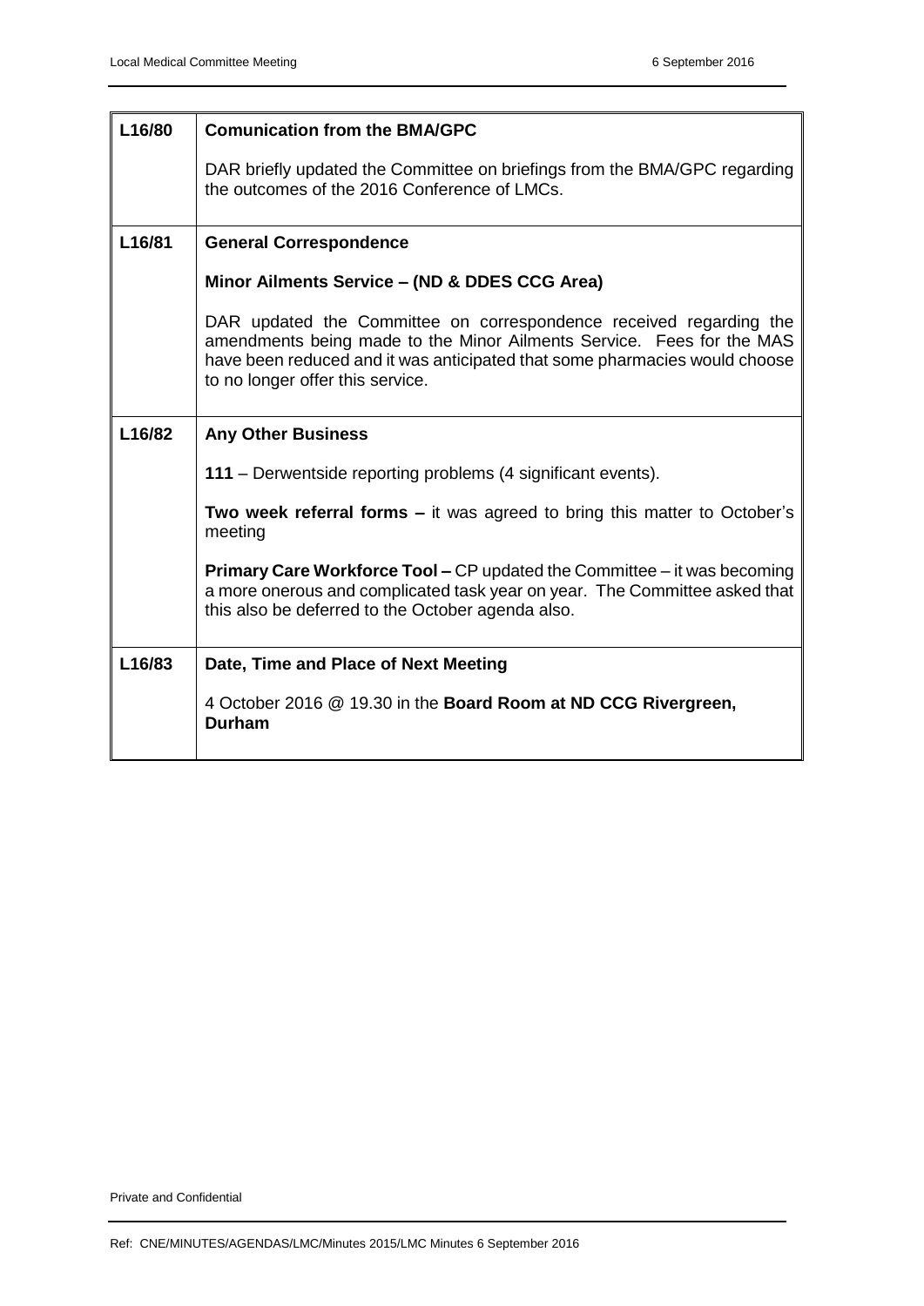| | |
|---|---|
| **L16/80** | **Comunication from the BMA/GPC**<br><br>DAR briefly updated the Committee on briefings from the BMA/GPC regarding the outcomes of the 2016 Conference of LMCs. |
| **L16/81** | **General Correspondence**<br><br>**Minor Ailments Service – (ND & DDES CCG Area)**<br><br>DAR updated the Committee on correspondence received regarding the amendments being made to the Minor Ailments Service. Fees for the MAS have been reduced and it was anticipated that some pharmacies would choose to no longer offer this service. |
| **L16/82** | **Any Other Business**<br><br>**111** – Derwentside reporting problems (4 significant events).<br><br>**Two week referral forms –** it was agreed to bring this matter to October's meeting<br><br>**Primary Care Workforce Tool –** CP updated the Committee – it was becoming a more onerous and complicated task year on year. The Committee asked that this also be deferred to the October agenda also. |
| **L16/83** | **Date, Time and Place of Next Meeting**<br><br>4 October 2016 @ 19.30 in the **Board Room at ND CCG Rivergreen, Durham** |